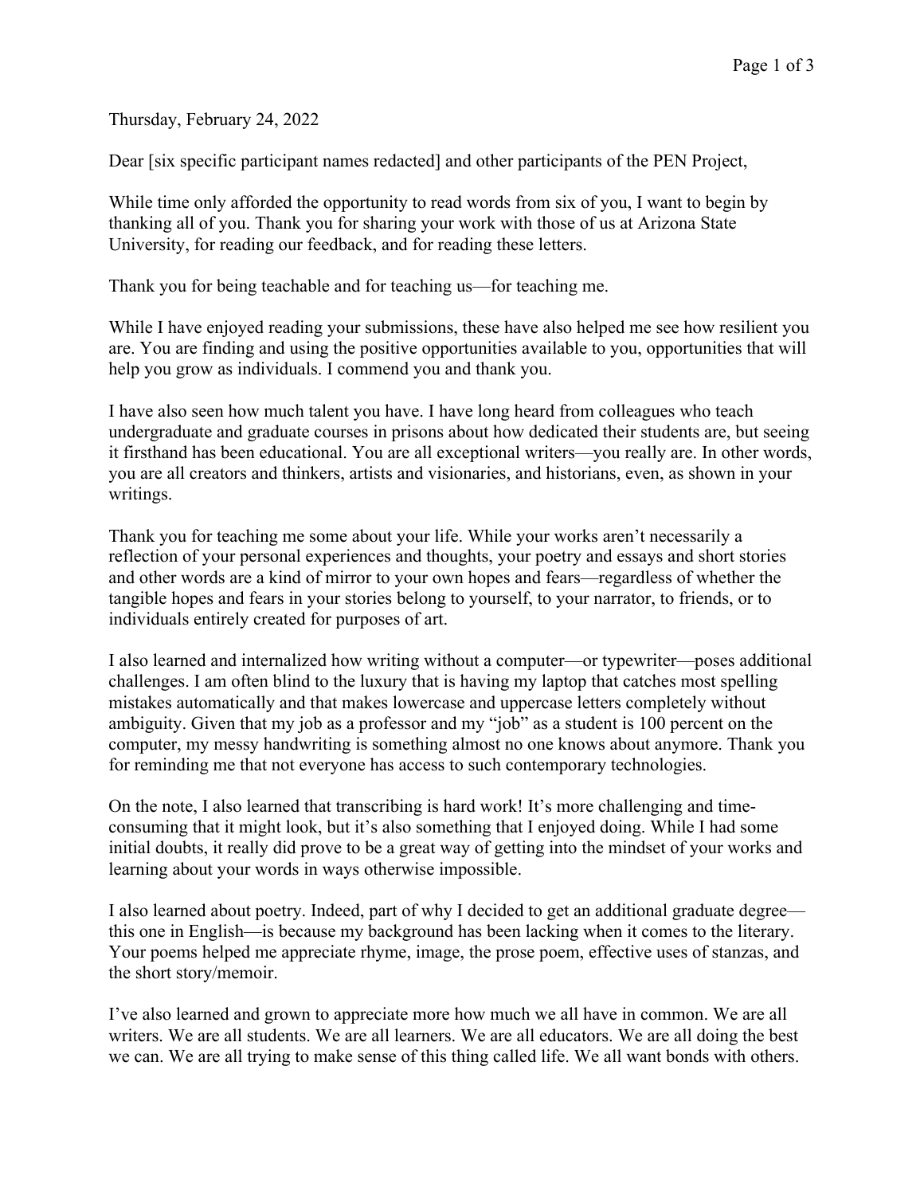Thursday, February 24, 2022

Dear [six specific participant names redacted] and other participants of the PEN Project,

While time only afforded the opportunity to read words from six of you, I want to begin by thanking all of you. Thank you for sharing your work with those of us at Arizona State University, for reading our feedback, and for reading these letters.

Thank you for being teachable and for teaching us—for teaching me.

While I have enjoyed reading your submissions, these have also helped me see how resilient you are. You are finding and using the positive opportunities available to you, opportunities that will help you grow as individuals. I commend you and thank you.

I have also seen how much talent you have. I have long heard from colleagues who teach undergraduate and graduate courses in prisons about how dedicated their students are, but seeing it firsthand has been educational. You are all exceptional writers—you really are. In other words, you are all creators and thinkers, artists and visionaries, and historians, even, as shown in your writings.

Thank you for teaching me some about your life. While your works aren't necessarily a reflection of your personal experiences and thoughts, your poetry and essays and short stories and other words are a kind of mirror to your own hopes and fears—regardless of whether the tangible hopes and fears in your stories belong to yourself, to your narrator, to friends, or to individuals entirely created for purposes of art.

I also learned and internalized how writing without a computer—or typewriter—poses additional challenges. I am often blind to the luxury that is having my laptop that catches most spelling mistakes automatically and that makes lowercase and uppercase letters completely without ambiguity. Given that my job as a professor and my "job" as a student is 100 percent on the computer, my messy handwriting is something almost no one knows about anymore. Thank you for reminding me that not everyone has access to such contemporary technologies.

On the note, I also learned that transcribing is hard work! It's more challenging and time-consuming that it might look, but it's also something that I enjoyed doing. While I had some initial doubts, it really did prove to be a great way of getting into the mindset of your works and learning about your words in ways otherwise impossible.

I also learned about poetry. Indeed, part of why I decided to get an additional graduate degree—this one in English—is because my background has been lacking when it comes to the literary. Your poems helped me appreciate rhyme, image, the prose poem, effective uses of stanzas, and the short story/memoir.

I've also learned and grown to appreciate more how much we all have in common. We are all writers. We are all students. We are all learners. We are all educators. We are all doing the best we can. We are all trying to make sense of this thing called life. We all want bonds with others.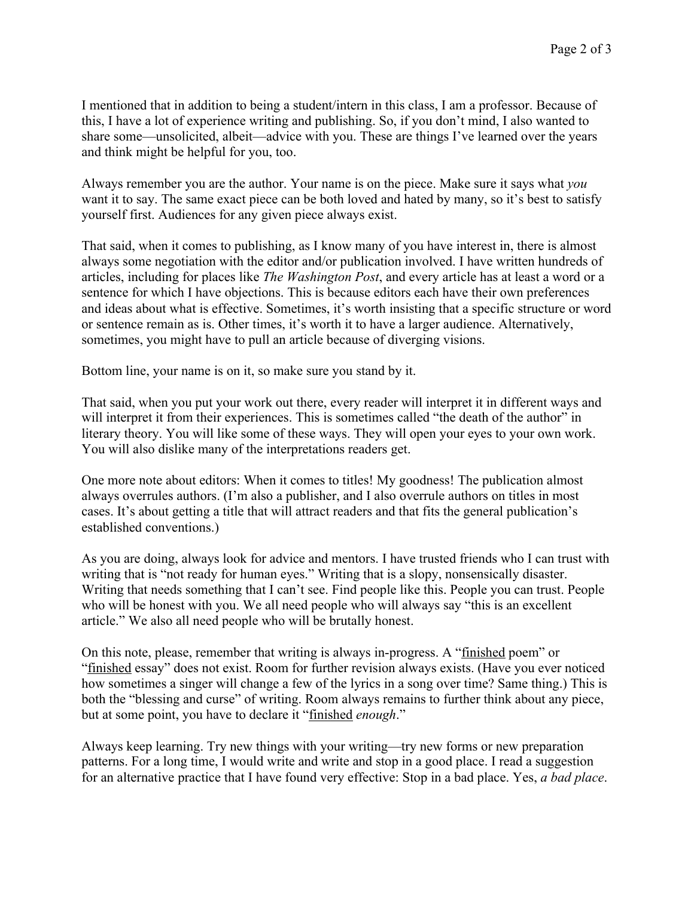I mentioned that in addition to being a student/intern in this class, I am a professor. Because of this, I have a lot of experience writing and publishing. So, if you don't mind, I also wanted to share some—unsolicited, albeit—advice with you. These are things I've learned over the years and think might be helpful for you, too.

Always remember you are the author. Your name is on the piece. Make sure it says what *you* want it to say. The same exact piece can be both loved and hated by many, so it's best to satisfy yourself first. Audiences for any given piece always exist.

That said, when it comes to publishing, as I know many of you have interest in, there is almost always some negotiation with the editor and/or publication involved. I have written hundreds of articles, including for places like *The Washington Post*, and every article has at least a word or a sentence for which I have objections. This is because editors each have their own preferences and ideas about what is effective. Sometimes, it's worth insisting that a specific structure or word or sentence remain as is. Other times, it's worth it to have a larger audience. Alternatively, sometimes, you might have to pull an article because of diverging visions.

Bottom line, your name is on it, so make sure you stand by it.

That said, when you put your work out there, every reader will interpret it in different ways and will interpret it from their experiences. This is sometimes called "the death of the author" in literary theory. You will like some of these ways. They will open your eyes to your own work. You will also dislike many of the interpretations readers get.

One more note about editors: When it comes to titles! My goodness! The publication almost always overrules authors. (I'm also a publisher, and I also overrule authors on titles in most cases. It's about getting a title that will attract readers and that fits the general publication's established conventions.)

As you are doing, always look for advice and mentors. I have trusted friends who I can trust with writing that is "not ready for human eyes." Writing that is a slopy, nonsensically disaster. Writing that needs something that I can't see. Find people like this. People you can trust. People who will be honest with you. We all need people who will always say "this is an excellent article." We also all need people who will be brutally honest.

On this note, please, remember that writing is always in-progress. A "<u>finished</u> poem" or "<u>finished</u> essay" does not exist. Room for further revision always exists. (Have you ever noticed how sometimes a singer will change a few of the lyrics in a song over time? Same thing.) This is both the "blessing and curse" of writing. Room always remains to further think about any piece, but at some point, you have to declare it "<u>finished</u> *enough*."

Always keep learning. Try new things with your writing—try new forms or new preparation patterns. For a long time, I would write and write and stop in a good place. I read a suggestion for an alternative practice that I have found very effective: Stop in a bad place. Yes, *a bad place*.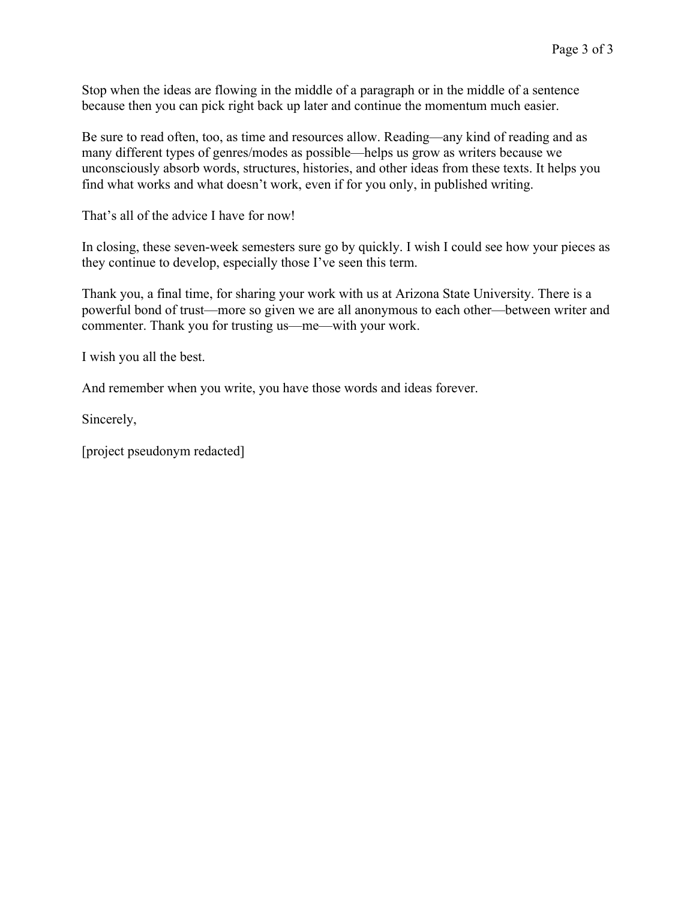Stop when the ideas are flowing in the middle of a paragraph or in the middle of a sentence because then you can pick right back up later and continue the momentum much easier.

Be sure to read often, too, as time and resources allow. Reading—any kind of reading and as many different types of genres/modes as possible—helps us grow as writers because we unconsciously absorb words, structures, histories, and other ideas from these texts. It helps you find what works and what doesn't work, even if for you only, in published writing.

That's all of the advice I have for now!

In closing, these seven-week semesters sure go by quickly. I wish I could see how your pieces as they continue to develop, especially those I've seen this term.

Thank you, a final time, for sharing your work with us at Arizona State University. There is a powerful bond of trust—more so given we are all anonymous to each other—between writer and commenter. Thank you for trusting us—me—with your work.

I wish you all the best.

And remember when you write, you have those words and ideas forever.

Sincerely,

[project pseudonym redacted]